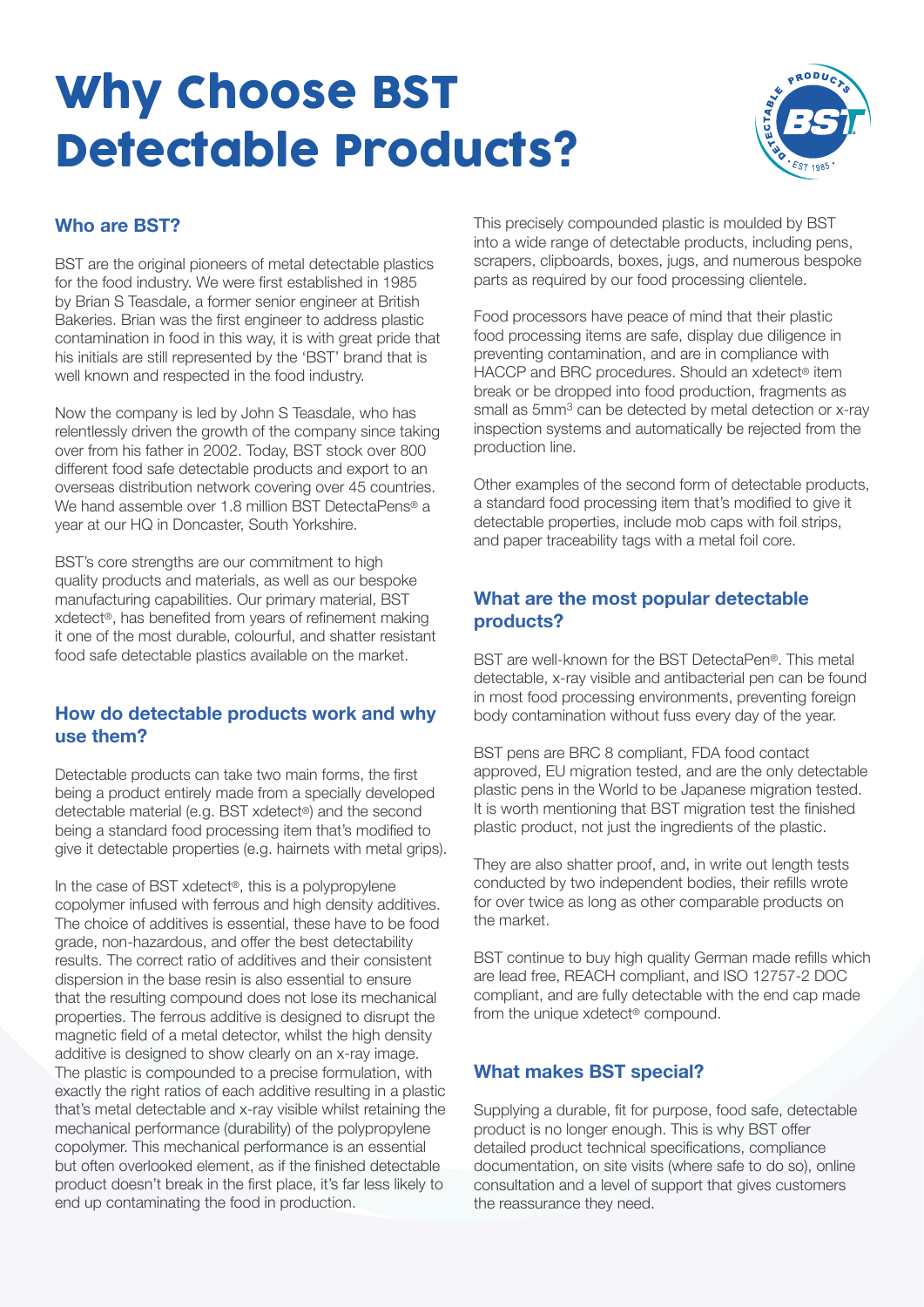# Why Choose BST Detectable Products?

## Who are BST?

BST are the original pioneers of metal detectable plastics for the food industry. We were first established in 1985 by Brian S Teasdale, a former senior engineer at British Bakeries. Brian was the first engineer to address plastic contamination in food in this way, it is with great pride that his initials are still represented by the 'BST' brand that is well known and respected in the food industry.

Now the company is led by John S Teasdale, who has relentlessly driven the growth of the company since taking over from his father in 2002. Today, BST stock over 800 different food safe detectable products and export to an overseas distribution network covering over 45 countries. We hand assemble over 1.8 million BST DetectaPens® a year at our HQ in Doncaster, South Yorkshire.

BST's core strengths are our commitment to high quality products and materials, as well as our bespoke manufacturing capabilities. Our primary material, BST xdetect®, has benefited from years of refinement making it one of the most durable, colourful, and shatter resistant food safe detectable plastics available on the market.

## How do detectable products work and why use them?

Detectable products can take two main forms, the first being a product entirely made from a specially developed detectable material (e.g. BST xdetect®) and the second being a standard food processing item that's modified to give it detectable properties (e.g. hairnets with metal grips).

In the case of BST xdetect®, this is a polypropylene copolymer infused with ferrous and high density additives. The choice of additives is essential, these have to be food grade, non-hazardous, and offer the best detectability results. The correct ratio of additives and their consistent dispersion in the base resin is also essential to ensure that the resulting compound does not lose its mechanical properties. The ferrous additive is designed to disrupt the magnetic field of a metal detector, whilst the high density additive is designed to show clearly on an x-ray image. The plastic is compounded to a precise formulation, with exactly the right ratios of each additive resulting in a plastic that's metal detectable and x-ray visible whilst retaining the mechanical performance (durability) of the polypropylene copolymer. This mechanical performance is an essential but often overlooked element, as if the finished detectable product doesn't break in the first place, it's far less likely to end up contaminating the food in production.

This precisely compounded plastic is moulded by BST into a wide range of detectable products, including pens, scrapers, clipboards, boxes, jugs, and numerous bespoke parts as required by our food processing clientele.

Food processors have peace of mind that their plastic food processing items are safe, display due diligence in preventing contamination, and are in compliance with HACCP and BRC procedures. Should an xdetect® item break or be dropped into food production, fragments as small as $5mm^3$ can be detected by metal detection or x-ray inspection systems and automatically be rejected from the production line.

Other examples of the second form of detectable products, a standard food processing item that's modified to give it detectable properties, include mob caps with foil strips, and paper traceability tags with a metal foil core.

## What are the most popular detectable products?

BST are well-known for the BST DetectaPen®. This metal detectable, x-ray visible and antibacterial pen can be found in most food processing environments, preventing foreign body contamination without fuss every day of the year.

BST pens are BRC 8 compliant, FDA food contact approved, EU migration tested, and are the only detectable plastic pens in the World to be Japanese migration tested. It is worth mentioning that BST migration test the finished plastic product, not just the ingredients of the plastic.

They are also shatter proof, and, in write out length tests conducted by two independent bodies, their refills wrote for over twice as long as other comparable products on the market.

BST continue to buy high quality German made refills which are lead free, REACH compliant, and ISO 12757-2 DOC compliant, and are fully detectable with the end cap made from the unique xdetect® compound.

## What makes BST special?

Supplying a durable, fit for purpose, food safe, detectable product is no longer enough. This is why BST offer detailed product technical specifications, compliance documentation, on site visits (where safe to do so), online consultation and a level of support that gives customers the reassurance they need.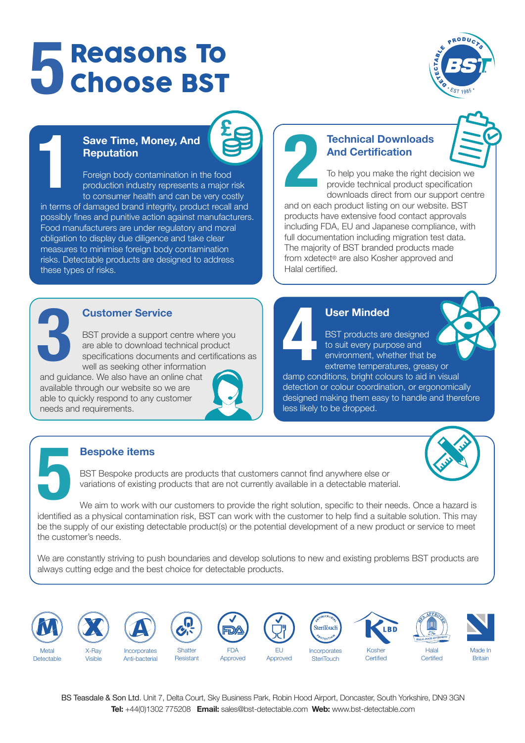# 5 Reasons To Choose BST

## 1 Save Time, Money, And Reputation

Foreign body contamination in the food production industry represents a major risk to consumer health and can be very costly in terms of damaged brand integrity, product recall and possibly fines and punitive action against manufacturers. Food manufacturers are under regulatory and moral obligation to display due diligence and take clear measures to minimise foreign body contamination risks. Detectable products are designed to address these types of risks.

## 2 Technical Downloads And Certification

To help you make the right decision we provide technical product specification downloads direct from our support centre and on each product listing on our website. BST products have extensive food contact approvals including FDA, EU and Japanese compliance, with full documentation including migration test data. The majority of BST branded products made from xdetect® are also Kosher approved and Halal certified.

## 3 Customer Service

BST provide a support centre where you are able to download technical product specifications documents and certifications as well as seeking other information and guidance. We also have an online chat available through our website so we are able to quickly respond to any customer needs and requirements.

## 4 User Minded

BST products are designed to suit every purpose and environment, whether that be extreme temperatures, greasy or damp conditions, bright colours to aid in visual detection or colour coordination, or ergonomically designed making them easy to handle and therefore less likely to be dropped.

## 5 Bespoke items

BST Bespoke products are products that customers cannot find anywhere else or variations of existing products that are not currently available in a detectable material.

We aim to work with our customers to provide the right solution, specific to their needs. Once a hazard is identified as a physical contamination risk, BST can work with the customer to help find a suitable solution. This may be the supply of our existing detectable product(s) or the potential development of a new product or service to meet the customer's needs.

We are constantly striving to push boundaries and develop solutions to new and existing problems BST products are always cutting edge and the best choice for detectable products.

Metal Detectable · X-Ray Visible · Incorporates Anti-bacterial · Shatter Resistant · FDA Approved · EU Approved · Incorporates SteriTouch · Kosher Certified · Halal Certified · Made In Britain

BS Teasdale & Son Ltd. Unit 7, Delta Court, Sky Business Park, Robin Hood Airport, Doncaster, South Yorkshire, DN9 3GN
**Tel:** +44(0)1302 775208 **Email:** sales@bst-detectable.com **Web:** www.bst-detectable.com